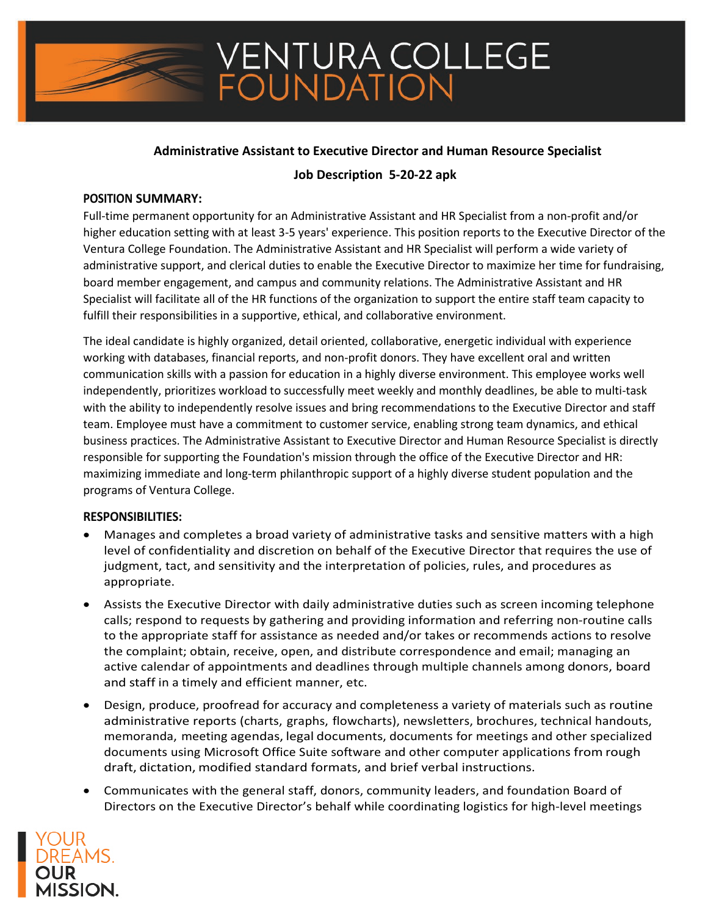# VENTURA COLLEGE FOUNDATION

**Administrative Assistant to Executive Director and Human Resource Specialist**

**Job Description 5-20-22 apk**

## POSITION SUMMARY:

Full-time permanent opportunity for an Administrative Assistant and HR Specialist from a non-profit and/or higher education setting with at least 3-5 years' experience. This position reports to the Executive Director of the Ventura College Foundation. The Administrative Assistant and HR Specialist will perform a wide variety of administrative support, and clerical duties to enable the Executive Director to maximize her time for fundraising, board member engagement, and campus and community relations. The Administrative Assistant and HR Specialist will facilitate all of the HR functions of the organization to support the entire staff team capacity to fulfill their responsibilities in a supportive, ethical, and collaborative environment.

The ideal candidate is highly organized, detail oriented, collaborative, energetic individual with experience working with databases, financial reports, and non-profit donors. They have excellent oral and written communication skills with a passion for education in a highly diverse environment. This employee works well independently, prioritizes workload to successfully meet weekly and monthly deadlines, be able to multi-task with the ability to independently resolve issues and bring recommendations to the Executive Director and staff team. Employee must have a commitment to customer service, enabling strong team dynamics, and ethical business practices. The Administrative Assistant to Executive Director and Human Resource Specialist is directly responsible for supporting the Foundation's mission through the office of the Executive Director and HR: maximizing immediate and long-term philanthropic support of a highly diverse student population and the programs of Ventura College.

## RESPONSIBILITIES:

- Manages and completes a broad variety of administrative tasks and sensitive matters with a high level of confidentiality and discretion on behalf of the Executive Director that requires the use of judgment, tact, and sensitivity and the interpretation of policies, rules, and procedures as appropriate.
- Assists the Executive Director with daily administrative duties such as screen incoming telephone calls; respond to requests by gathering and providing information and referring non-routine calls to the appropriate staff for assistance as needed and/or takes or recommends actions to resolve the complaint; obtain, receive, open, and distribute correspondence and email; managing an active calendar of appointments and deadlines through multiple channels among donors, board and staff in a timely and efficient manner, etc.
- Design, produce, proofread for accuracy and completeness a variety of materials such as routine administrative reports (charts, graphs, flowcharts), newsletters, brochures, technical handouts, memoranda, meeting agendas, legal documents, documents for meetings and other specialized documents using Microsoft Office Suite software and other computer applications from rough draft, dictation, modified standard formats, and brief verbal instructions.
- Communicates with the general staff, donors, community leaders, and foundation Board of Directors on the Executive Director's behalf while coordinating logistics for high-level meetings

YOUR DREAMS. OUR MISSION.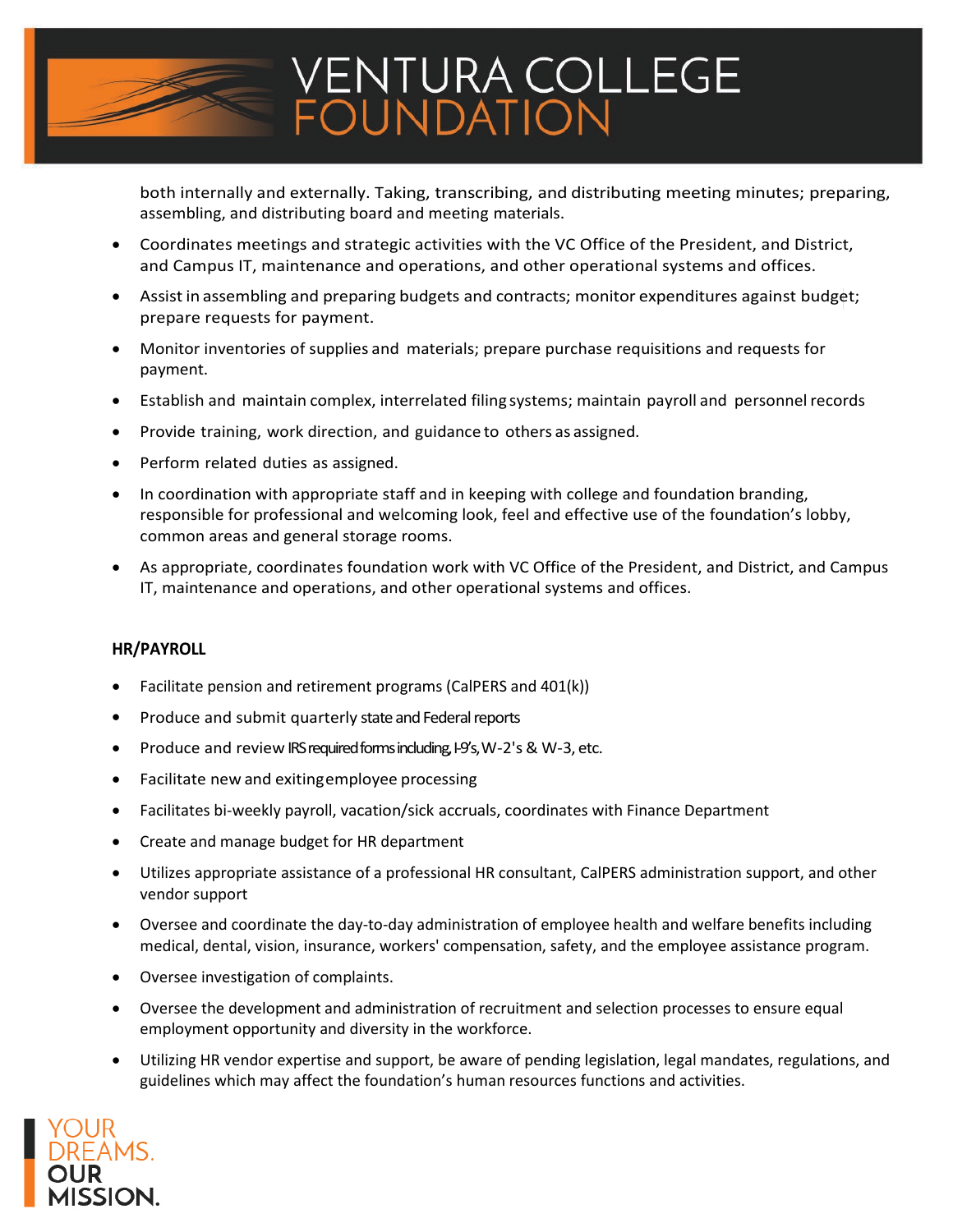both internally and externally. Taking, transcribing, and distributing meeting minutes; preparing, assembling, and distributing board and meeting materials.

- Coordinates meetings and strategic activities with the VC Office of the President, and District, and Campus IT, maintenance and operations, and other operational systems and offices.
- Assist in assembling and preparing budgets and contracts; monitor expenditures against budget; prepare requests for payment.
- Monitor inventories of supplies and materials; prepare purchase requisitions and requests for payment.
- Establish and maintain complex, interrelated filing systems; maintain payroll and personnel records
- Provide training, work direction, and guidance to others as assigned.
- Perform related duties as assigned.
- In coordination with appropriate staff and in keeping with college and foundation branding, responsible for professional and welcoming look, feel and effective use of the foundation's lobby, common areas and general storage rooms.
- As appropriate, coordinates foundation work with VC Office of the President, and District, and Campus IT, maintenance and operations, and other operational systems and offices.

**HR/PAYROLL**

- Facilitate pension and retirement programs (CalPERS and 401(k))
- Produce and submit quarterly state and Federal reports
- Produce and review IRS required forms including, I-9's, W-2's & W-3, etc.
- Facilitate new and exiting employee processing
- Facilitates bi-weekly payroll, vacation/sick accruals, coordinates with Finance Department
- Create and manage budget for HR department
- Utilizes appropriate assistance of a professional HR consultant, CalPERS administration support, and other vendor support
- Oversee and coordinate the day-to-day administration of employee health and welfare benefits including medical, dental, vision, insurance, workers' compensation, safety, and the employee assistance program.
- Oversee investigation of complaints.
- Oversee the development and administration of recruitment and selection processes to ensure equal employment opportunity and diversity in the workforce.
- Utilizing HR vendor expertise and support, be aware of pending legislation, legal mandates, regulations, and guidelines which may affect the foundation's human resources functions and activities.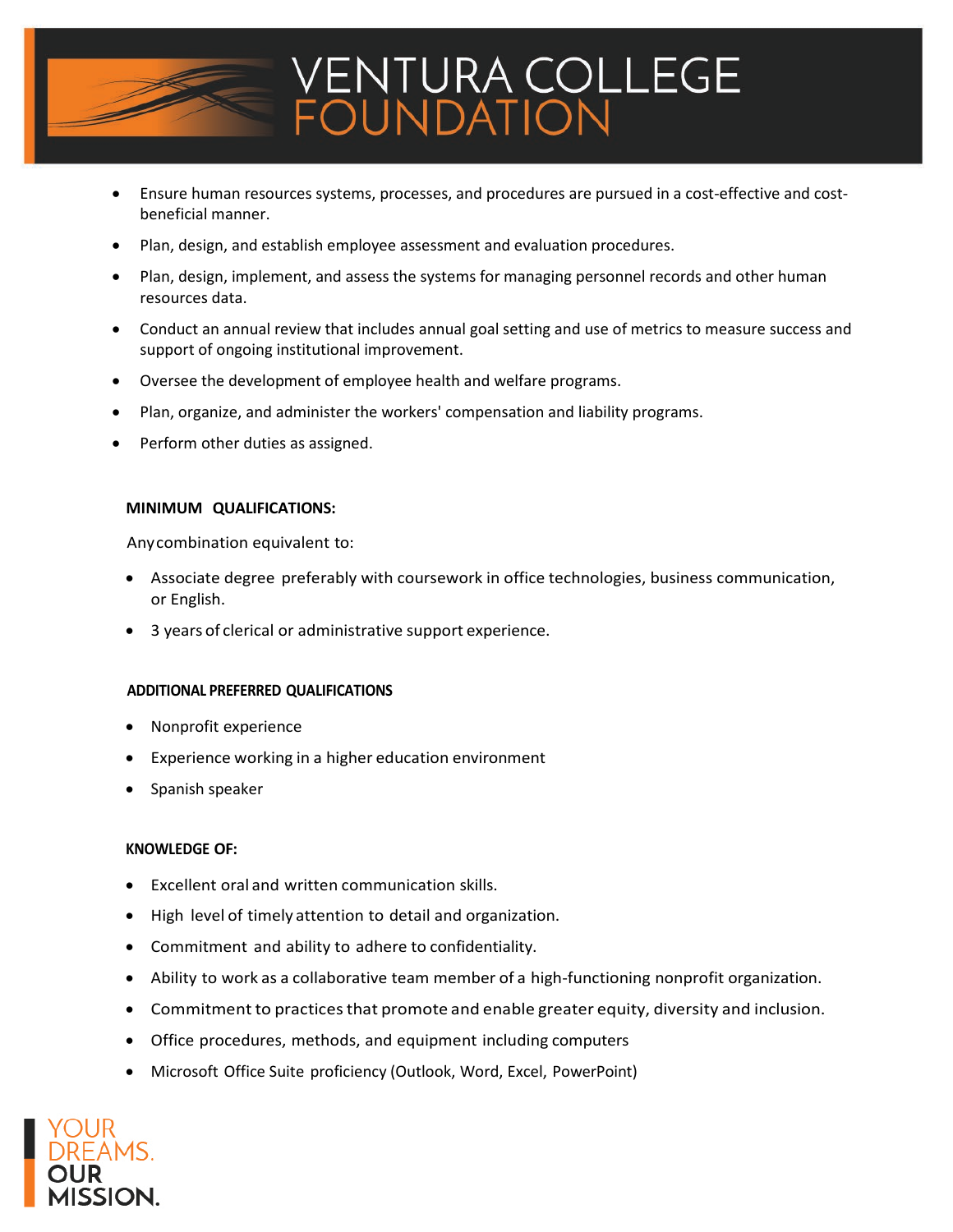- Ensure human resources systems, processes, and procedures are pursued in a cost-effective and cost-beneficial manner.
- Plan, design, and establish employee assessment and evaluation procedures.
- Plan, design, implement, and assess the systems for managing personnel records and other human resources data.
- Conduct an annual review that includes annual goal setting and use of metrics to measure success and support of ongoing institutional improvement.
- Oversee the development of employee health and welfare programs.
- Plan, organize, and administer the workers' compensation and liability programs.
- Perform other duties as assigned.

**MINIMUM QUALIFICATIONS:**

Any combination equivalent to:

- Associate degree preferably with coursework in office technologies, business communication, or English.
- 3 years of clerical or administrative support experience.

**ADDITIONAL PREFERRED QUALIFICATIONS**

- Nonprofit experience
- Experience working in a higher education environment
- Spanish speaker

**KNOWLEDGE OF:**

- Excellent oral and written communication skills.
- High level of timely attention to detail and organization.
- Commitment and ability to adhere to confidentiality.
- Ability to work as a collaborative team member of a high-functioning nonprofit organization.
- Commitment to practices that promote and enable greater equity, diversity and inclusion.
- Office procedures, methods, and equipment including computers
- Microsoft Office Suite proficiency (Outlook, Word, Excel, PowerPoint)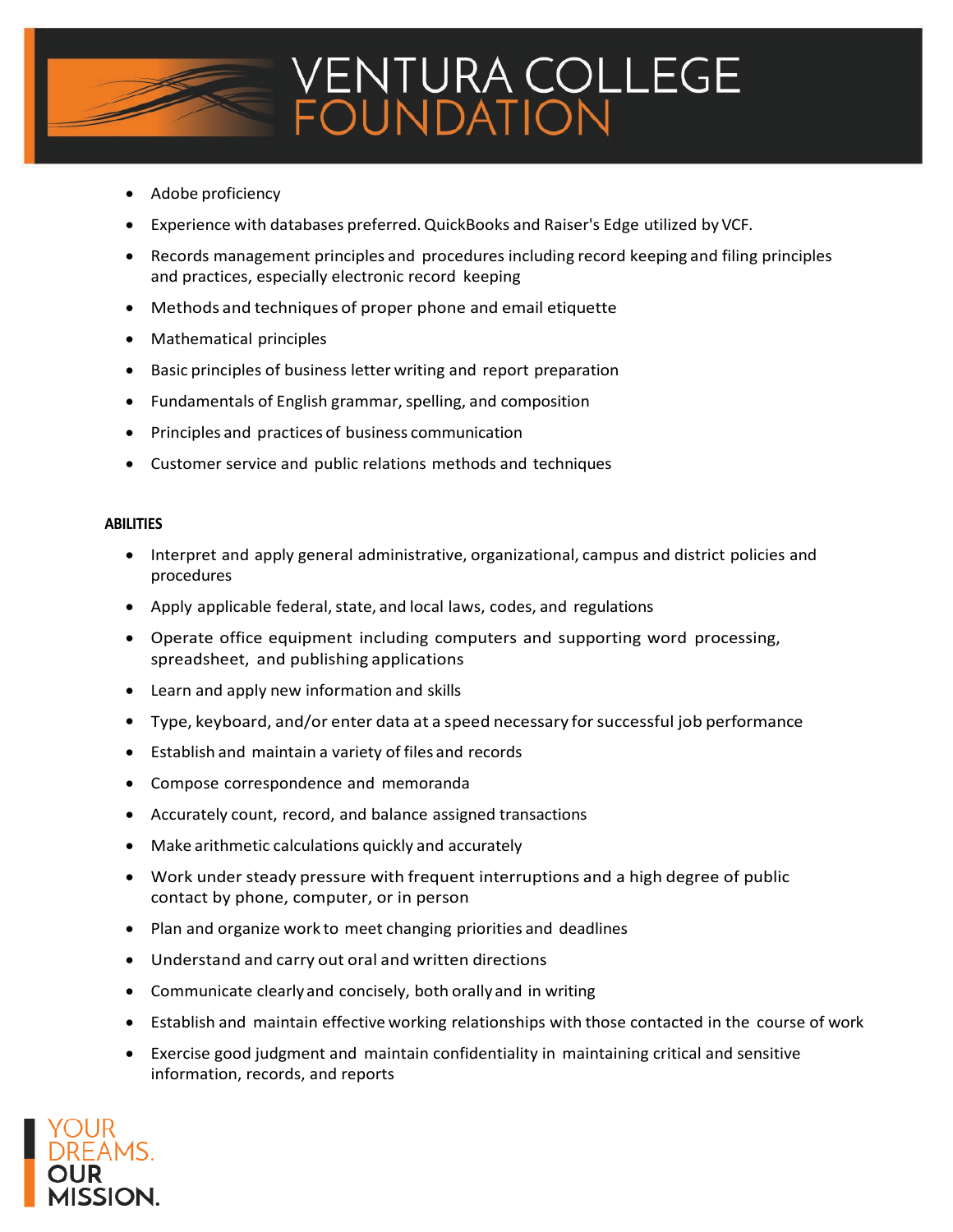- Adobe proficiency
- Experience with databases preferred. QuickBooks and Raiser's Edge utilized by VCF.
- Records management principles and procedures including record keeping and filing principles and practices, especially electronic record keeping
- Methods and techniques of proper phone and email etiquette
- Mathematical principles
- Basic principles of business letter writing and report preparation
- Fundamentals of English grammar, spelling, and composition
- Principles and practices of business communication
- Customer service and public relations methods and techniques

**ABILITIES**

- Interpret and apply general administrative, organizational, campus and district policies and procedures
- Apply applicable federal, state, and local laws, codes, and regulations
- Operate office equipment including computers and supporting word processing, spreadsheet, and publishing applications
- Learn and apply new information and skills
- Type, keyboard, and/or enter data at a speed necessary for successful job performance
- Establish and maintain a variety of files and records
- Compose correspondence and memoranda
- Accurately count, record, and balance assigned transactions
- Make arithmetic calculations quickly and accurately
- Work under steady pressure with frequent interruptions and a high degree of public contact by phone, computer, or in person
- Plan and organize work to meet changing priorities and deadlines
- Understand and carry out oral and written directions
- Communicate clearly and concisely, both orally and in writing
- Establish and maintain effective working relationships with those contacted in the course of work
- Exercise good judgment and maintain confidentiality in maintaining critical and sensitive information, records, and reports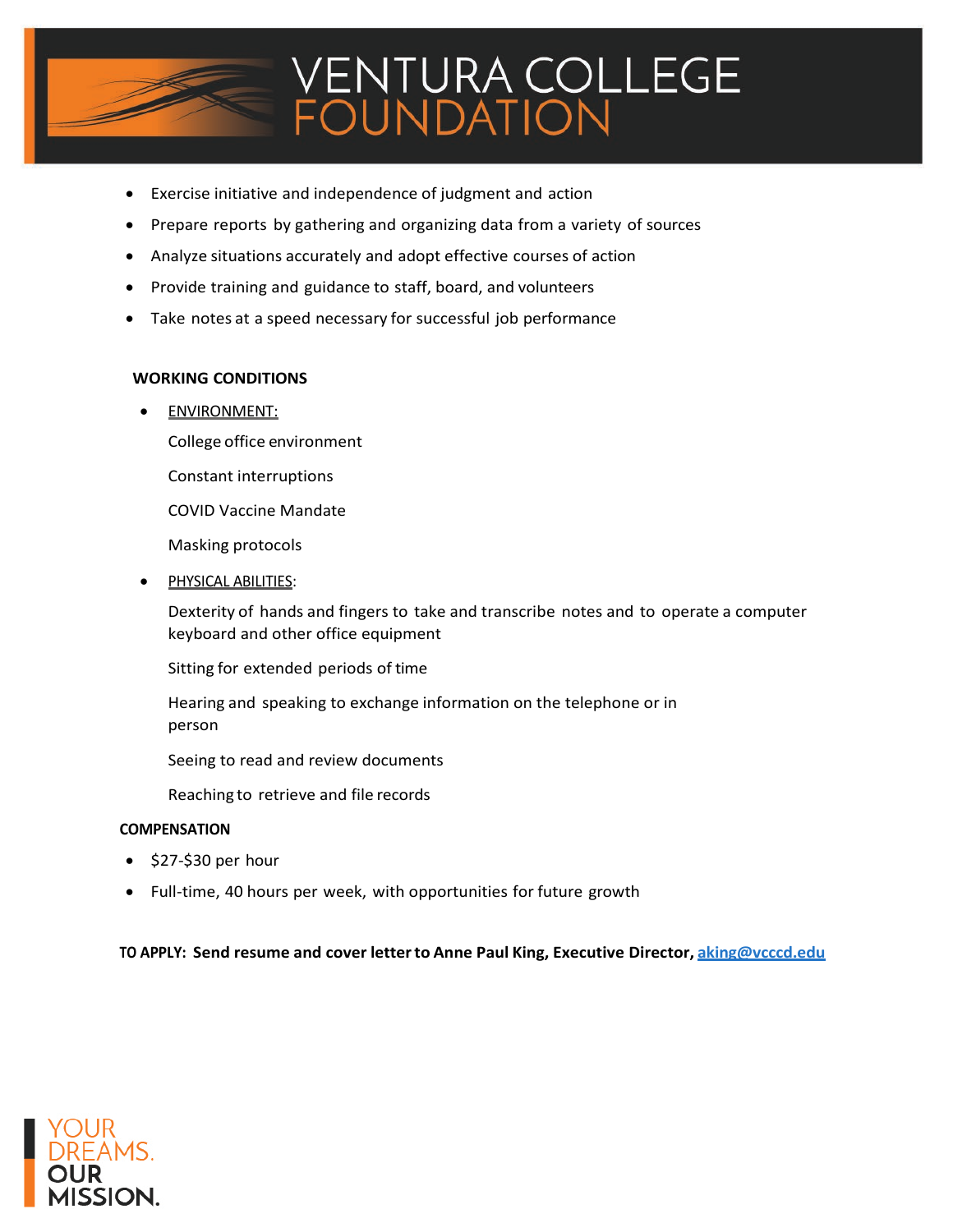- Exercise initiative and independence of judgment and action
- Prepare reports by gathering and organizing data from a variety of sources
- Analyze situations accurately and adopt effective courses of action
- Provide training and guidance to staff, board, and volunteers
- Take notes at a speed necessary for successful job performance

**WORKING CONDITIONS**

- ENVIRONMENT:

  College office environment

  Constant interruptions

  COVID Vaccine Mandate

  Masking protocols

- PHYSICAL ABILITIES:

  Dexterity of hands and fingers to take and transcribe notes and to operate a computer keyboard and other office equipment

  Sitting for extended periods of time

  Hearing and speaking to exchange information on the telephone or in person

  Seeing to read and review documents

  Reaching to retrieve and file records

**COMPENSATION**

- $27-$30 per hour
- Full-time, 40 hours per week, with opportunities for future growth

**TO APPLY: Send resume and cover letter to Anne Paul King, Executive Director, [aking@vcccd.edu](mailto:aking@vcccd.edu)**